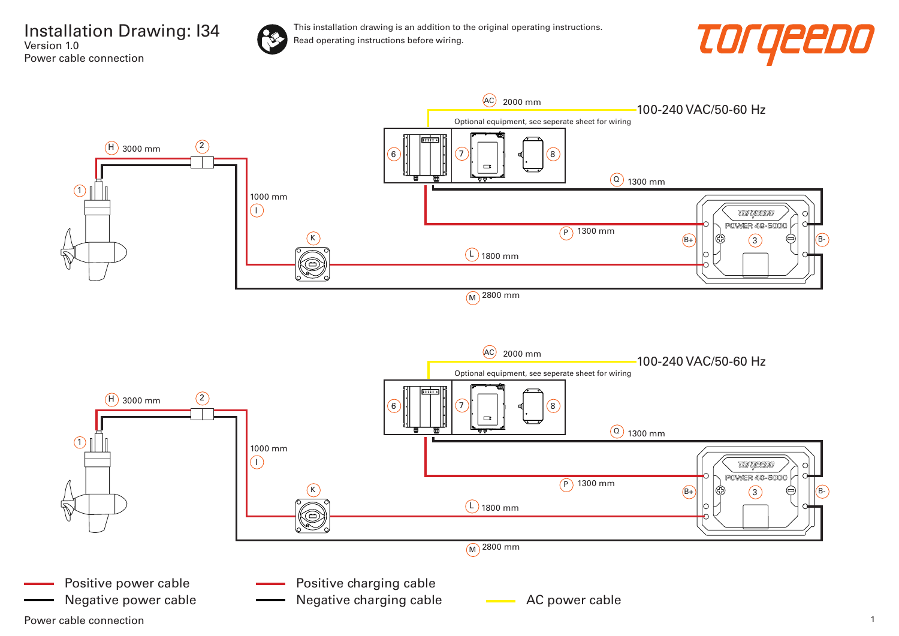# Installation Drawing: I34

Version 1.0

Power cable connection

This installation drawing is an addition to the original operating instructions.
Read operating instructions before wiring.

AC 2000 mm

100-240 VAC/50-60 Hz

Optional equipment, see seperate sheet for wiring

H 3000 mm

2

1

6

7

8

Q 1300 mm

1000 mm

I

P 1300 mm

B+

3

B-

K

L 1800 mm

M 2800 mm

AC 2000 mm

100-240 VAC/50-60 Hz

Optional equipment, see seperate sheet for wiring

H 3000 mm

2

1

6

7

8

Q 1300 mm

1000 mm

I

P 1300 mm

B+

3

B-

K

L 1800 mm

M 2800 mm

- Positive power cable
- Negative power cable
- Positive charging cable
- Negative charging cable
- AC power cable

Power cable connection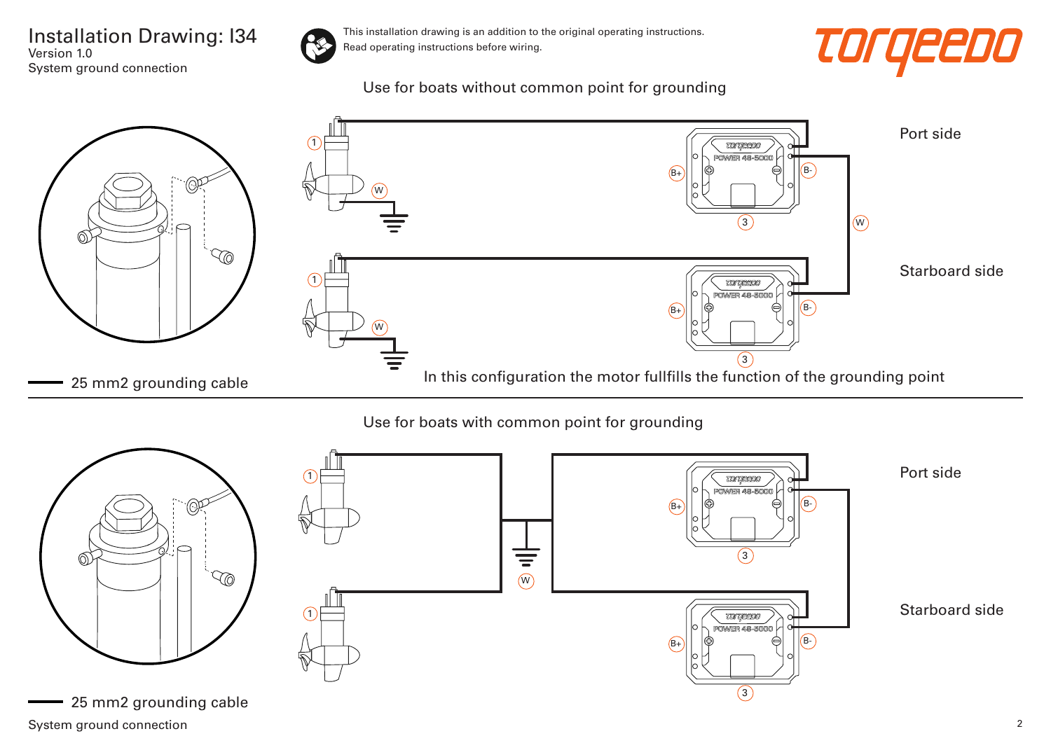# Installation Drawing: I34

Version 1.0

System ground connection

This installation drawing is an addition to the original operating instructions. Read operating instructions before wiring.

## Use for boats without common point for grounding

Port side

Starboard side

1 — W — B+ — B- — 3 — W

25 mm2 grounding cable

In this configuration the motor fullfills the function of the grounding point

## Use for boats with common point for grounding

Port side

Starboard side

1 — W — B+ — B- — 3

25 mm2 grounding cable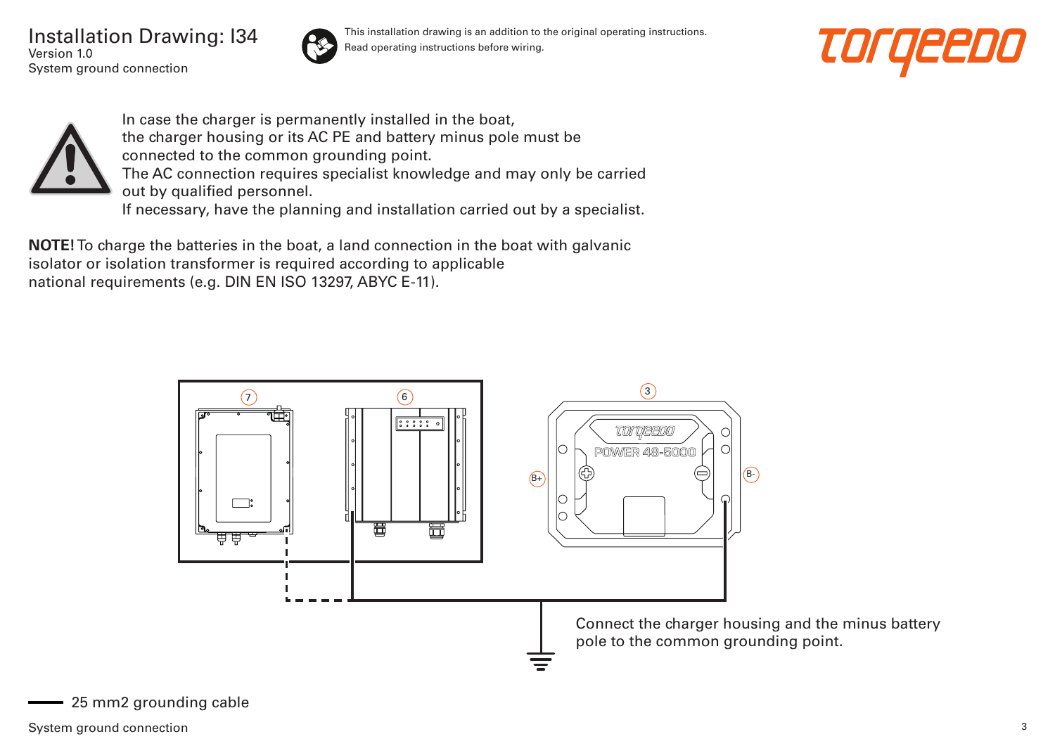# Installation Drawing: I34

Version 1.0

System ground connection

This installation drawing is an addition to the original operating instructions.
Read operating instructions before wiring.

In case the charger is permanently installed in the boat, the charger housing or its AC PE and battery minus pole must be connected to the common grounding point.
The AC connection requires specialist knowledge and may only be carried out by qualified personnel.
If necessary, have the planning and installation carried out by a specialist.

**NOTE!** To charge the batteries in the boat, a land connection in the boat with galvanic isolator or isolation transformer is required according to applicable national requirements (e.g. DIN EN ISO 13297, ABYC E-11).

7

6

3

POWER 48-5000

B+

B-

Connect the charger housing and the minus battery pole to the common grounding point.

25 mm2 grounding cable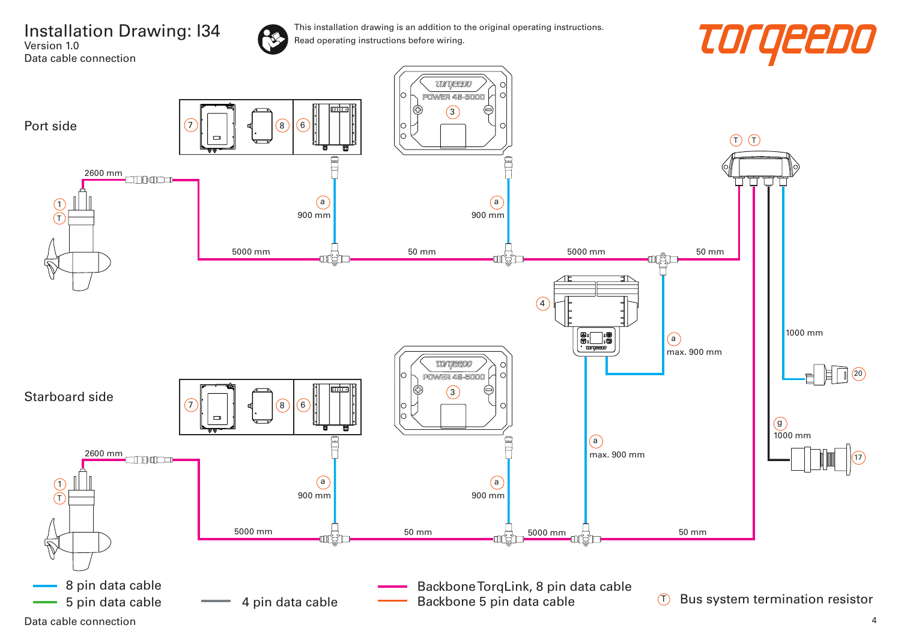# Installation Drawing: I34

Version 1.0
Data cable connection

This installation drawing is an addition to the original operating instructions.
Read operating instructions before wiring.

torqeedo

Port side

2600 mm

1
T

7 8 6

3

POWER 48-5000

a
900 mm

a
900 mm

5000 mm

50 mm

5000 mm

50 mm

T T

4

a
max. 900 mm

1000 mm

20

g
1000 mm

17

a
max. 900 mm

Starboard side

2600 mm

1
T

7 8 6

3

POWER 48-5000

a
900 mm

a
900 mm

5000 mm

50 mm

5000 mm

50 mm

8 pin data cable
5 pin data cable
4 pin data cable
Backbone TorqLink, 8 pin data cable
Backbone 5 pin data cable
T Bus system termination resistor

Data cable connection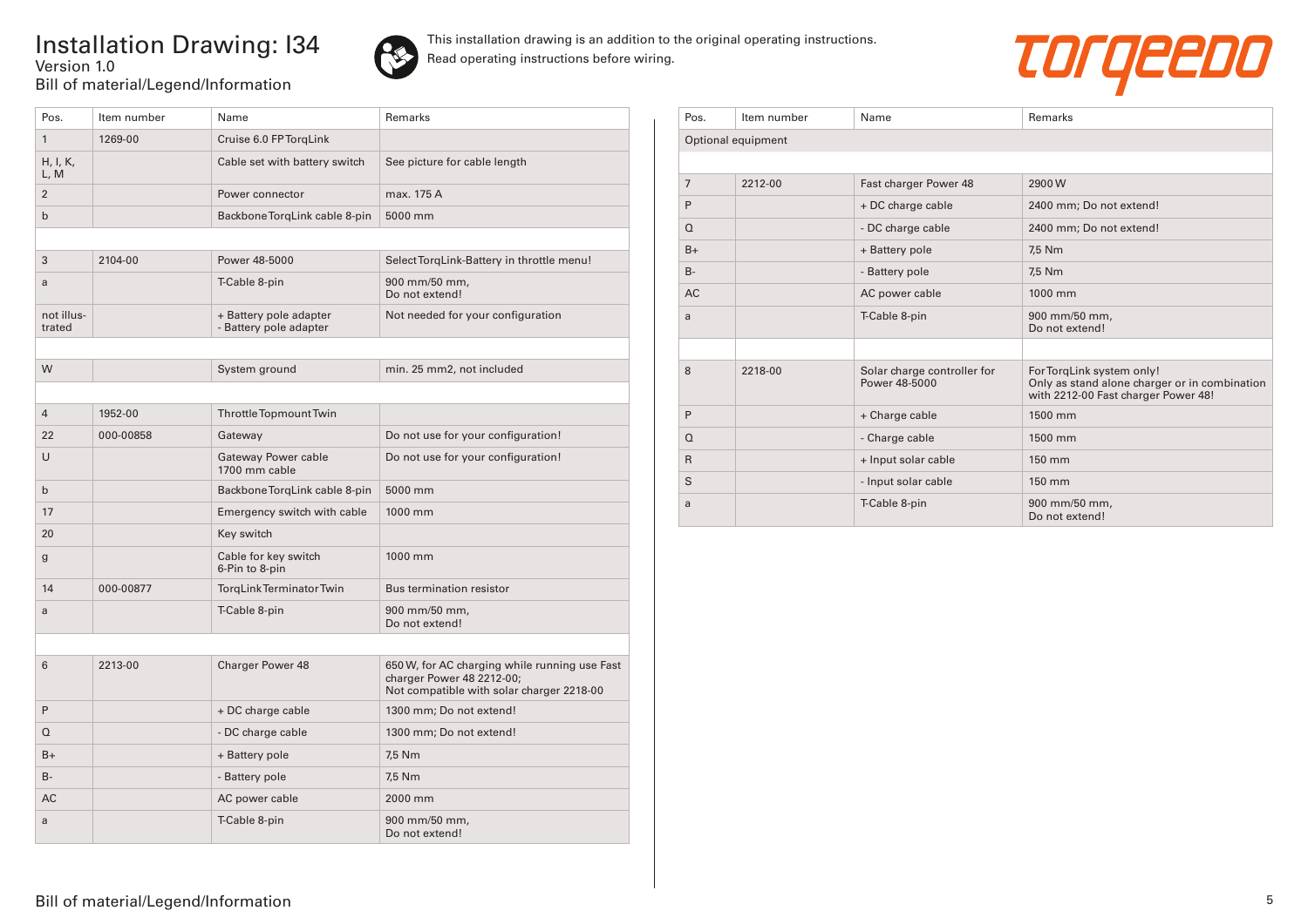# Installation Drawing: I34

Version 1.0

Bill of material/Legend/Information

This installation drawing is an addition to the original operating instructions.
Read operating instructions before wiring.

| Pos. | Item number | Name | Remarks |
|---|---|---|---|
| 1 | 1269-00 | Cruise 6.0 FP TorqLink | |
| H, I, K, L, M | | Cable set with battery switch | See picture for cable length |
| 2 | | Power connector | max. 175 A |
| b | | Backbone TorqLink cable 8-pin | 5000 mm |
| | | | |
| 3 | 2104-00 | Power 48-5000 | Select TorqLink-Battery in throttle menu! |
| a | | T-Cable 8-pin | 900 mm/50 mm, Do not extend! |
| not illustrated | | + Battery pole adapter<br>- Battery pole adapter | Not needed for your configuration |
| | | | |
| W | | System ground | min. 25 mm2, not included |
| | | | |
| 4 | 1952-00 | Throttle Topmount Twin | |
| 22 | 000-00858 | Gateway | Do not use for your configuration! |
| U | | Gateway Power cable 1700 mm cable | Do not use for your configuration! |
| b | | Backbone TorqLink cable 8-pin | 5000 mm |
| 17 | | Emergency switch with cable | 1000 mm |
| 20 | | Key switch | |
| g | | Cable for key switch 6-Pin to 8-pin | 1000 mm |
| 14 | 000-00877 | TorqLink Terminator Twin | Bus termination resistor |
| a | | T-Cable 8-pin | 900 mm/50 mm, Do not extend! |
| | | | |
| 6 | 2213-00 | Charger Power 48 | 650 W, for AC charging while running use Fast charger Power 48 2212-00; Not compatible with solar charger 2218-00 |
| P | | + DC charge cable | 1300 mm; Do not extend! |
| Q | | - DC charge cable | 1300 mm; Do not extend! |
| B+ | | + Battery pole | 7,5 Nm |
| B- | | - Battery pole | 7,5 Nm |
| AC | | AC power cable | 2000 mm |
| a | | T-Cable 8-pin | 900 mm/50 mm, Do not extend! |

| Pos. | Item number | Name | Remarks |
|---|---|---|---|
| Optional equipment | | | |
| | | | |
| 7 | 2212-00 | Fast charger Power 48 | 2900 W |
| P | | + DC charge cable | 2400 mm; Do not extend! |
| Q | | - DC charge cable | 2400 mm; Do not extend! |
| B+ | | + Battery pole | 7,5 Nm |
| B- | | - Battery pole | 7,5 Nm |
| AC | | AC power cable | 1000 mm |
| a | | T-Cable 8-pin | 900 mm/50 mm, Do not extend! |
| | | | |
| 8 | 2218-00 | Solar charge controller for Power 48-5000 | For TorqLink system only! Only as stand alone charger or in combination with 2212-00 Fast charger Power 48! |
| P | | + Charge cable | 1500 mm |
| Q | | - Charge cable | 1500 mm |
| R | | + Input solar cable | 150 mm |
| S | | - Input solar cable | 150 mm |
| a | | T-Cable 8-pin | 900 mm/50 mm, Do not extend! |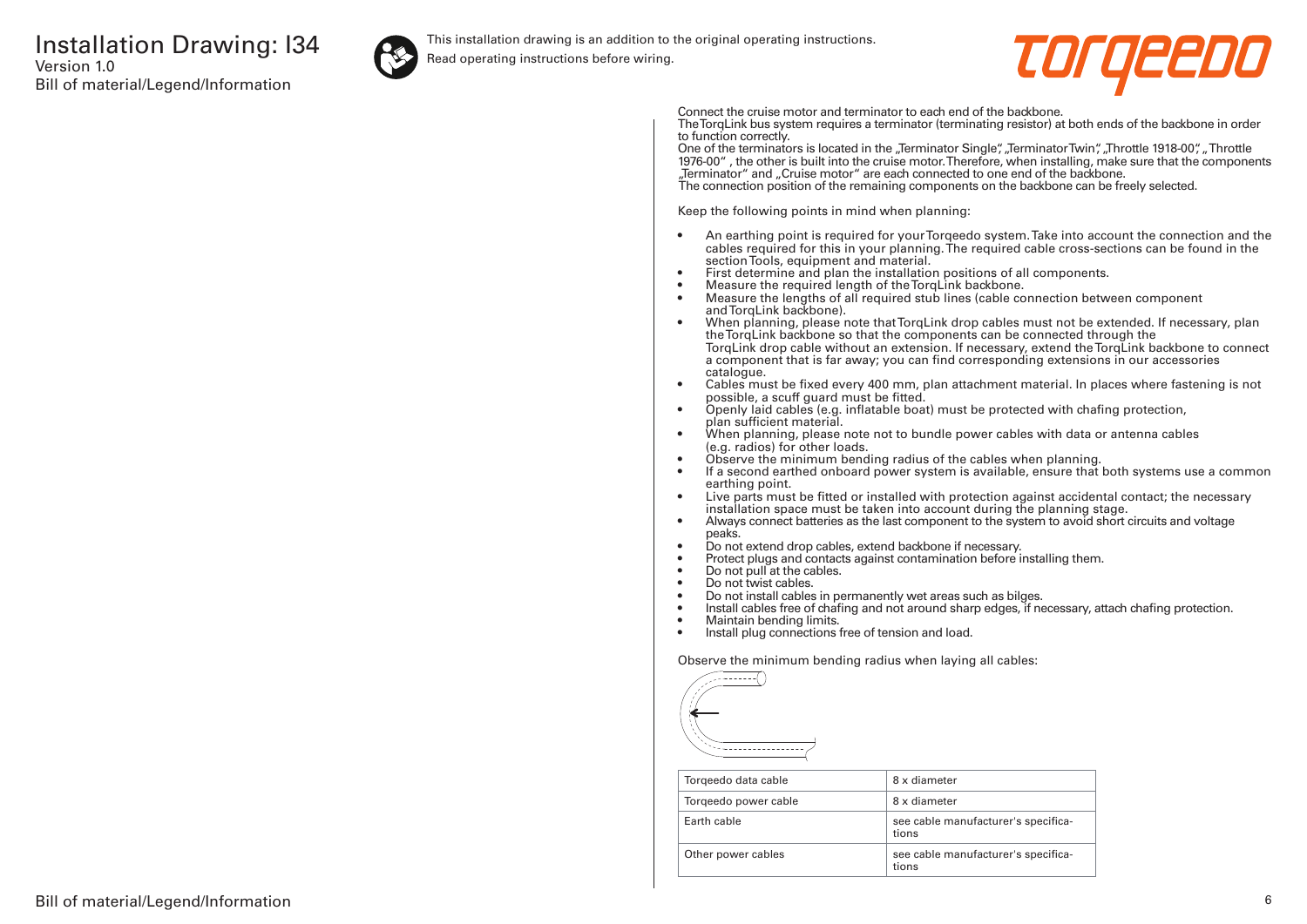# Installation Drawing: I34

Version 1.0

Bill of material/Legend/Information

This installation drawing is an addition to the original operating instructions.
Read operating instructions before wiring.

Connect the cruise motor and terminator to each end of the backbone.
The TorqLink bus system requires a terminator (terminating resistor) at both ends of the backbone in order to function correctly.
One of the terminators is located in the „Terminator Single", „Terminator Twin", „Throttle 1918-00", „Throttle 1976-00" , the other is built into the cruise motor. Therefore, when installing, make sure that the components „Terminator" and „Cruise motor" are each connected to one end of the backbone.
The connection position of the remaining components on the backbone can be freely selected.

Keep the following points in mind when planning:

- An earthing point is required for your Torqeedo system. Take into account the connection and the cables required for this in your planning. The required cable cross-sections can be found in the section Tools, equipment and material.
- First determine and plan the installation positions of all components.
- Measure the required length of the TorqLink backbone.
- Measure the lengths of all required stub lines (cable connection between component and TorqLink backbone).
- When planning, please note that TorqLink drop cables must not be extended. If necessary, plan the TorqLink backbone so that the components can be connected through the TorqLink drop cable without an extension. If necessary, extend the TorqLink backbone to connect a component that is far away; you can find corresponding extensions in our accessories catalogue.
- Cables must be fixed every 400 mm, plan attachment material. In places where fastening is not possible, a scuff guard must be fitted.
- Openly laid cables (e.g. inflatable boat) must be protected with chafing protection, plan sufficient material.
- When planning, please note not to bundle power cables with data or antenna cables (e.g. radios) for other loads.
- Observe the minimum bending radius of the cables when planning.
- If a second earthed onboard power system is available, ensure that both systems use a common earthing point.
- Live parts must be fitted or installed with protection against accidental contact; the necessary installation space must be taken into account during the planning stage.
- Always connect batteries as the last component to the system to avoid short circuits and voltage peaks.
- Do not extend drop cables, extend backbone if necessary.
- Protect plugs and contacts against contamination before installing them.
- Do not pull at the cables.
- Do not twist cables.
- Do not install cables in permanently wet areas such as bilges.
- Install cables free of chafing and not around sharp edges, if necessary, attach chafing protection.
- Maintain bending limits.
- Install plug connections free of tension and load.

Observe the minimum bending radius when laying all cables:

| Cable | Minimum bending radius |
|---|---|
| Torqeedo data cable | 8 x diameter |
| Torqeedo power cable | 8 x diameter |
| Earth cable | see cable manufacturer's specifications |
| Other power cables | see cable manufacturer's specifications |

Bill of material/Legend/Information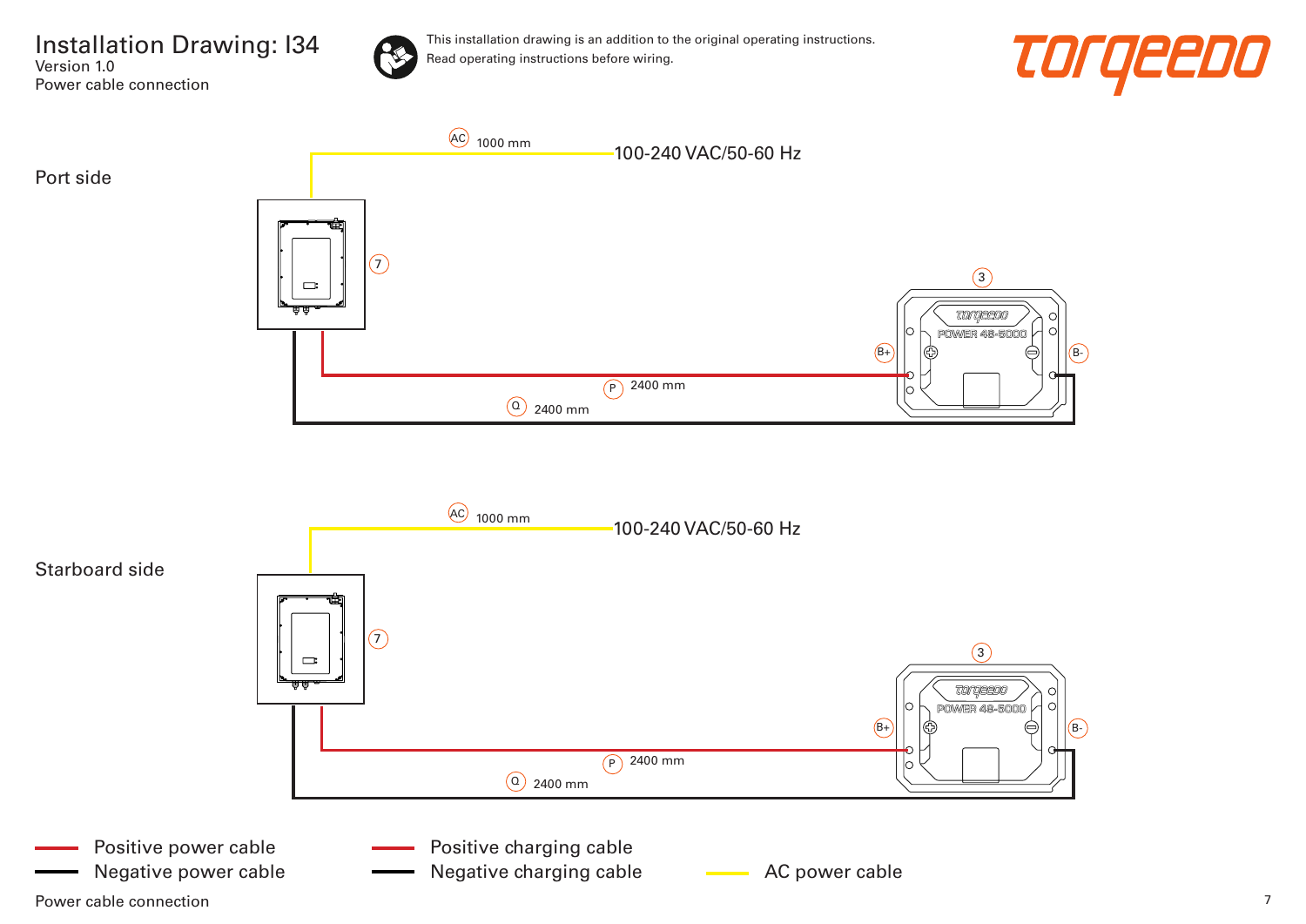# Installation Drawing: I34

Version 1.0

Power cable connection

This installation drawing is an addition to the original operating instructions.
Read operating instructions before wiring.

torqeedo

Port side

AC 1000 mm 100-240 VAC/50-60 Hz

7

3

B+ B-

POWER 48-5000

P 2400 mm

Q 2400 mm

Starboard side

AC 1000 mm 100-240 VAC/50-60 Hz

7

3

B+ B-

POWER 48-5000

P 2400 mm

Q 2400 mm

- Positive power cable
- Negative power cable
- Positive charging cable
- Negative charging cable
- AC power cable

Power cable connection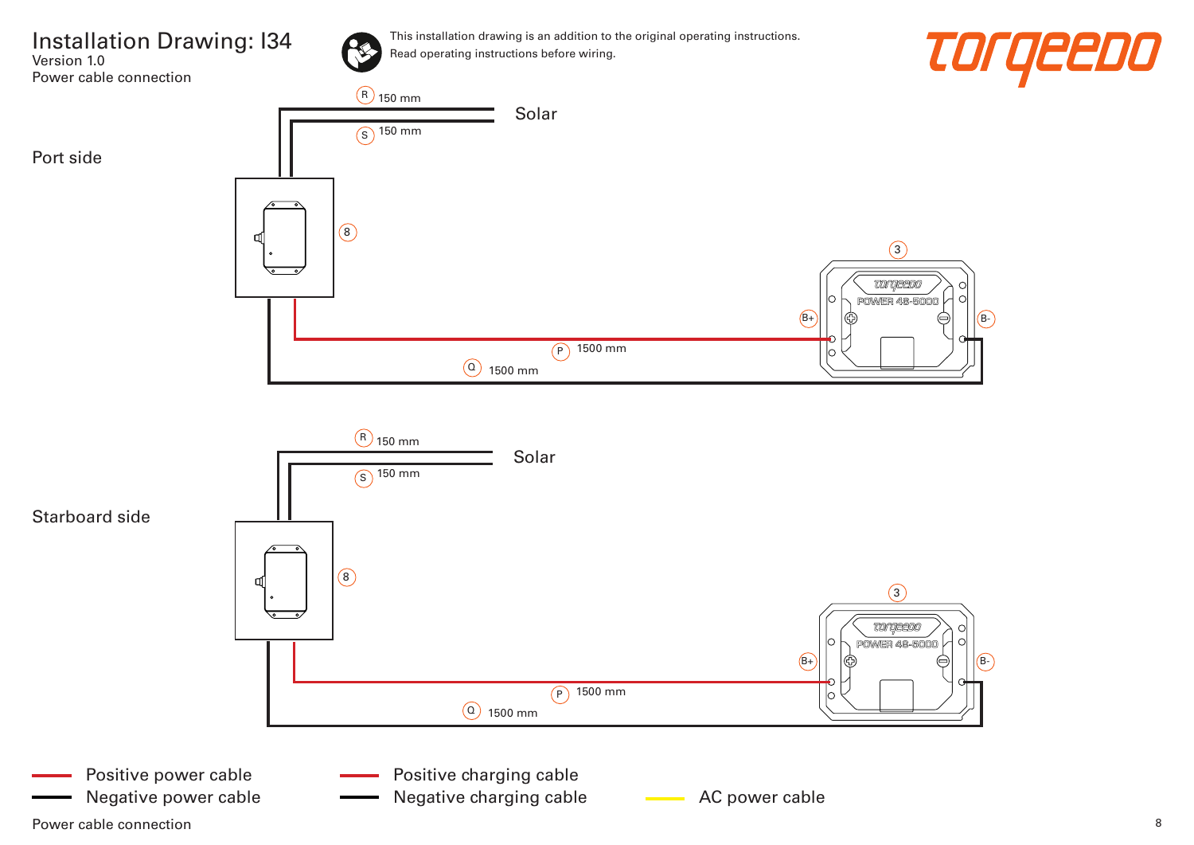# Installation Drawing: I34

Version 1.0

Power cable connection

This installation drawing is an addition to the original operating instructions.
Read operating instructions before wiring.

torqeedo

## Port side

R 150 mm

S 150 mm

Solar

8

3

POWER 48-5000

B+

B-

P 1500 mm

Q 1500 mm

## Starboard side

R 150 mm

S 150 mm

Solar

8

3

POWER 48-5000

B+

B-

P 1500 mm

Q 1500 mm

Positive power cable

Negative power cable

Positive charging cable

Negative charging cable

AC power cable

Power cable connection